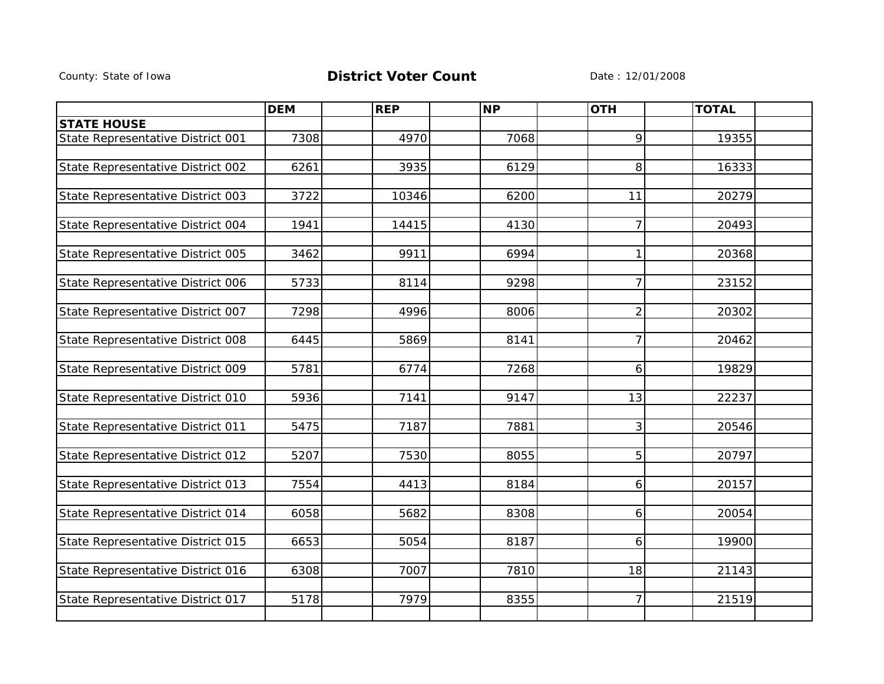County: State of Iowa

## District Voter Count

Date : 12/01/2008

| | DEM | REP | NP | OTH | TOTAL |
|---|---|---|---|---|---|
| **STATE HOUSE** | | | | | |
| State Representative District 001 | 7308 | 4970 | 7068 | 9 | 19355 |
| State Representative District 002 | 6261 | 3935 | 6129 | 8 | 16333 |
| State Representative District 003 | 3722 | 10346 | 6200 | 11 | 20279 |
| State Representative District 004 | 1941 | 14415 | 4130 | 7 | 20493 |
| State Representative District 005 | 3462 | 9911 | 6994 | 1 | 20368 |
| State Representative District 006 | 5733 | 8114 | 9298 | 7 | 23152 |
| State Representative District 007 | 7298 | 4996 | 8006 | 2 | 20302 |
| State Representative District 008 | 6445 | 5869 | 8141 | 7 | 20462 |
| State Representative District 009 | 5781 | 6774 | 7268 | 6 | 19829 |
| State Representative District 010 | 5936 | 7141 | 9147 | 13 | 22237 |
| State Representative District 011 | 5475 | 7187 | 7881 | 3 | 20546 |
| State Representative District 012 | 5207 | 7530 | 8055 | 5 | 20797 |
| State Representative District 013 | 7554 | 4413 | 8184 | 6 | 20157 |
| State Representative District 014 | 6058 | 5682 | 8308 | 6 | 20054 |
| State Representative District 015 | 6653 | 5054 | 8187 | 6 | 19900 |
| State Representative District 016 | 6308 | 7007 | 7810 | 18 | 21143 |
| State Representative District 017 | 5178 | 7979 | 8355 | 7 | 21519 |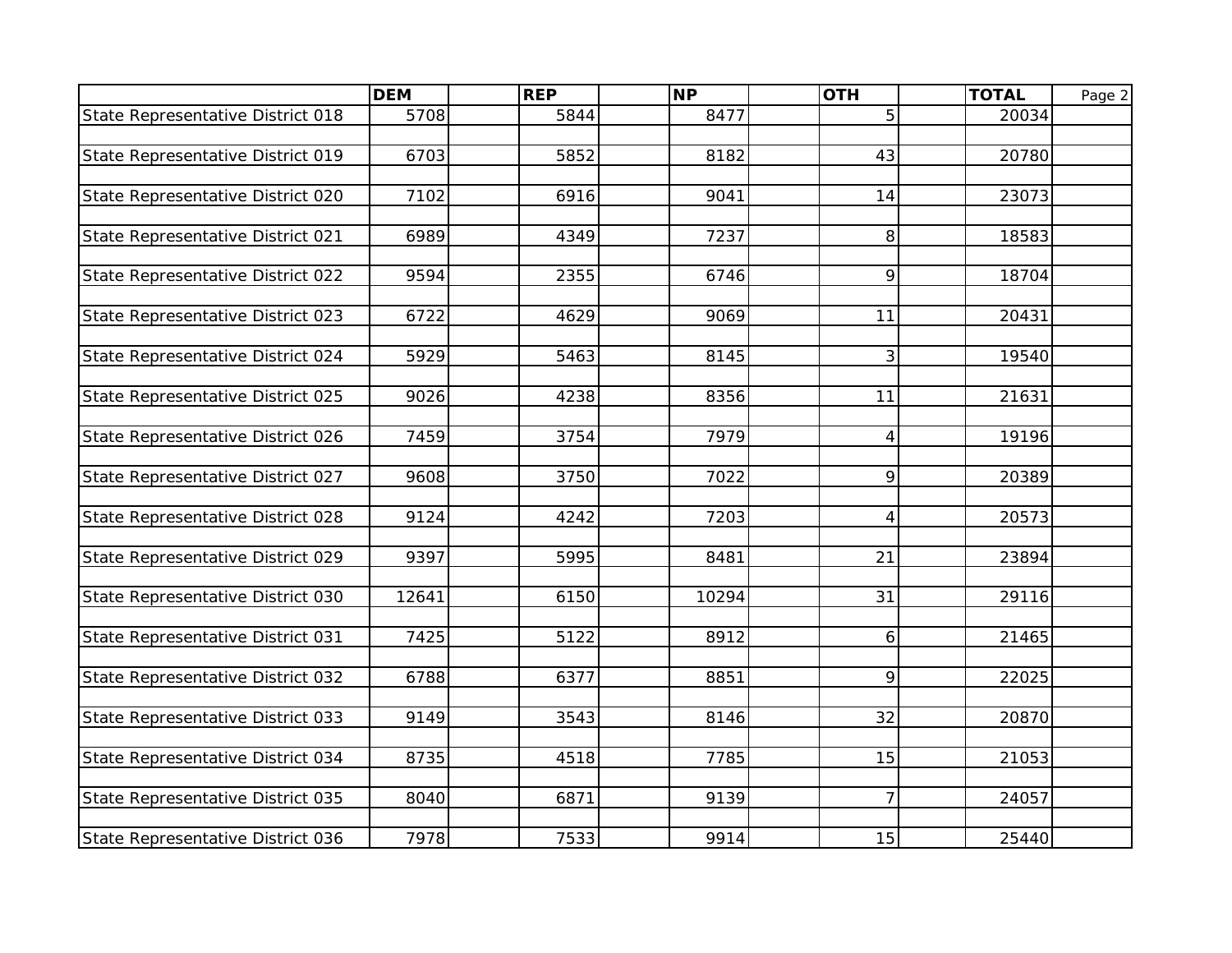| | DEM | REP | NP | OTH | TOTAL |
|---|---|---|---|---|---|
| State Representative District 018 | 5708 | 5844 | 8477 | 5 | 20034 |
| State Representative District 019 | 6703 | 5852 | 8182 | 43 | 20780 |
| State Representative District 020 | 7102 | 6916 | 9041 | 14 | 23073 |
| State Representative District 021 | 6989 | 4349 | 7237 | 8 | 18583 |
| State Representative District 022 | 9594 | 2355 | 6746 | 9 | 18704 |
| State Representative District 023 | 6722 | 4629 | 9069 | 11 | 20431 |
| State Representative District 024 | 5929 | 5463 | 8145 | 3 | 19540 |
| State Representative District 025 | 9026 | 4238 | 8356 | 11 | 21631 |
| State Representative District 026 | 7459 | 3754 | 7979 | 4 | 19196 |
| State Representative District 027 | 9608 | 3750 | 7022 | 9 | 20389 |
| State Representative District 028 | 9124 | 4242 | 7203 | 4 | 20573 |
| State Representative District 029 | 9397 | 5995 | 8481 | 21 | 23894 |
| State Representative District 030 | 12641 | 6150 | 10294 | 31 | 29116 |
| State Representative District 031 | 7425 | 5122 | 8912 | 6 | 21465 |
| State Representative District 032 | 6788 | 6377 | 8851 | 9 | 22025 |
| State Representative District 033 | 9149 | 3543 | 8146 | 32 | 20870 |
| State Representative District 034 | 8735 | 4518 | 7785 | 15 | 21053 |
| State Representative District 035 | 8040 | 6871 | 9139 | 7 | 24057 |
| State Representative District 036 | 7978 | 7533 | 9914 | 15 | 25440 |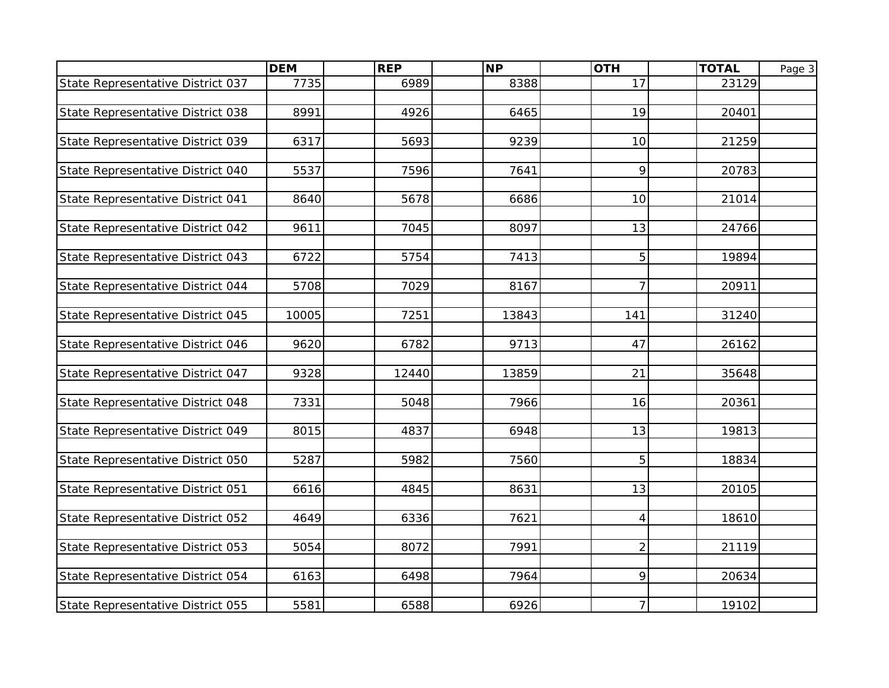| | DEM | REP | NP | OTH | TOTAL |
|---|---|---|---|---|---|
| State Representative District 037 | 7735 | 6989 | 8388 | 17 | 23129 |
| State Representative District 038 | 8991 | 4926 | 6465 | 19 | 20401 |
| State Representative District 039 | 6317 | 5693 | 9239 | 10 | 21259 |
| State Representative District 040 | 5537 | 7596 | 7641 | 9 | 20783 |
| State Representative District 041 | 8640 | 5678 | 6686 | 10 | 21014 |
| State Representative District 042 | 9611 | 7045 | 8097 | 13 | 24766 |
| State Representative District 043 | 6722 | 5754 | 7413 | 5 | 19894 |
| State Representative District 044 | 5708 | 7029 | 8167 | 7 | 20911 |
| State Representative District 045 | 10005 | 7251 | 13843 | 141 | 31240 |
| State Representative District 046 | 9620 | 6782 | 9713 | 47 | 26162 |
| State Representative District 047 | 9328 | 12440 | 13859 | 21 | 35648 |
| State Representative District 048 | 7331 | 5048 | 7966 | 16 | 20361 |
| State Representative District 049 | 8015 | 4837 | 6948 | 13 | 19813 |
| State Representative District 050 | 5287 | 5982 | 7560 | 5 | 18834 |
| State Representative District 051 | 6616 | 4845 | 8631 | 13 | 20105 |
| State Representative District 052 | 4649 | 6336 | 7621 | 4 | 18610 |
| State Representative District 053 | 5054 | 8072 | 7991 | 2 | 21119 |
| State Representative District 054 | 6163 | 6498 | 7964 | 9 | 20634 |
| State Representative District 055 | 5581 | 6588 | 6926 | 7 | 19102 |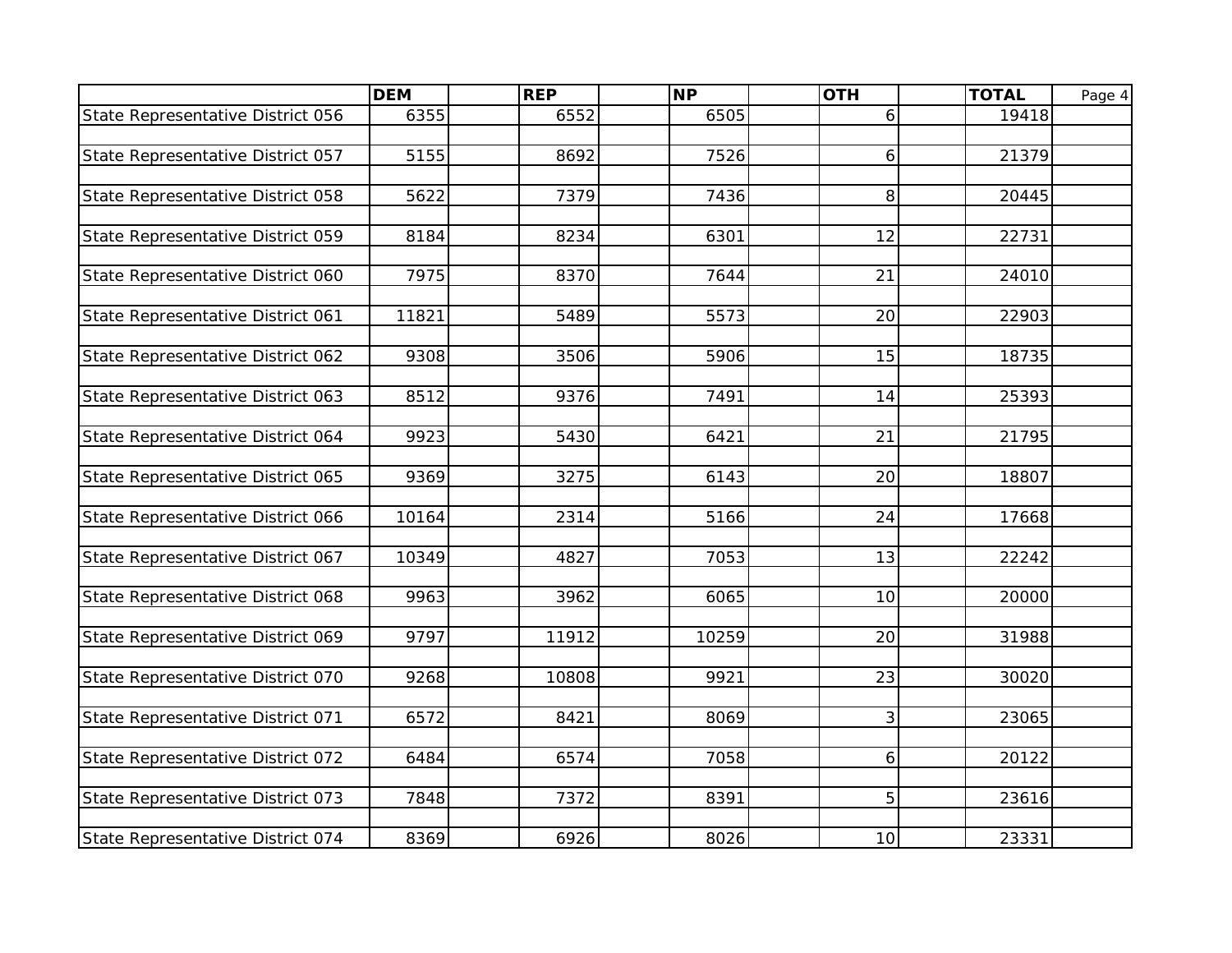| | DEM | REP | NP | OTH | TOTAL |
|---|---|---|---|---|---|
| State Representative District 056 | 6355 | 6552 | 6505 | 6 | 19418 |
| State Representative District 057 | 5155 | 8692 | 7526 | 6 | 21379 |
| State Representative District 058 | 5622 | 7379 | 7436 | 8 | 20445 |
| State Representative District 059 | 8184 | 8234 | 6301 | 12 | 22731 |
| State Representative District 060 | 7975 | 8370 | 7644 | 21 | 24010 |
| State Representative District 061 | 11821 | 5489 | 5573 | 20 | 22903 |
| State Representative District 062 | 9308 | 3506 | 5906 | 15 | 18735 |
| State Representative District 063 | 8512 | 9376 | 7491 | 14 | 25393 |
| State Representative District 064 | 9923 | 5430 | 6421 | 21 | 21795 |
| State Representative District 065 | 9369 | 3275 | 6143 | 20 | 18807 |
| State Representative District 066 | 10164 | 2314 | 5166 | 24 | 17668 |
| State Representative District 067 | 10349 | 4827 | 7053 | 13 | 22242 |
| State Representative District 068 | 9963 | 3962 | 6065 | 10 | 20000 |
| State Representative District 069 | 9797 | 11912 | 10259 | 20 | 31988 |
| State Representative District 070 | 9268 | 10808 | 9921 | 23 | 30020 |
| State Representative District 071 | 6572 | 8421 | 8069 | 3 | 23065 |
| State Representative District 072 | 6484 | 6574 | 7058 | 6 | 20122 |
| State Representative District 073 | 7848 | 7372 | 8391 | 5 | 23616 |
| State Representative District 074 | 8369 | 6926 | 8026 | 10 | 23331 |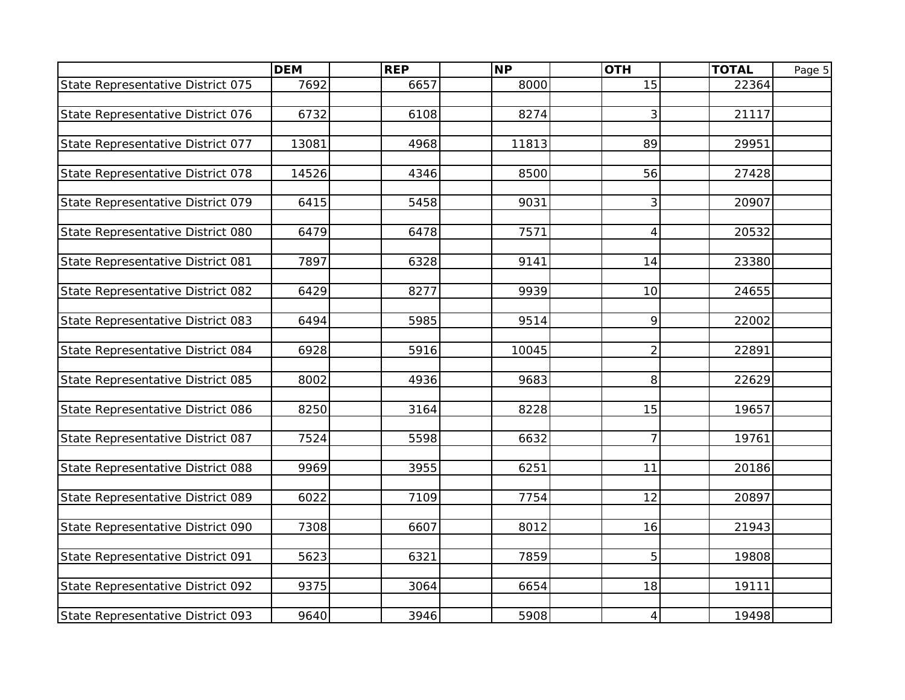| | DEM | REP | NP | OTH | TOTAL |
|---|---|---|---|---|---|
| State Representative District 075 | 7692 | 6657 | 8000 | 15 | 22364 |
| State Representative District 076 | 6732 | 6108 | 8274 | 3 | 21117 |
| State Representative District 077 | 13081 | 4968 | 11813 | 89 | 29951 |
| State Representative District 078 | 14526 | 4346 | 8500 | 56 | 27428 |
| State Representative District 079 | 6415 | 5458 | 9031 | 3 | 20907 |
| State Representative District 080 | 6479 | 6478 | 7571 | 4 | 20532 |
| State Representative District 081 | 7897 | 6328 | 9141 | 14 | 23380 |
| State Representative District 082 | 6429 | 8277 | 9939 | 10 | 24655 |
| State Representative District 083 | 6494 | 5985 | 9514 | 9 | 22002 |
| State Representative District 084 | 6928 | 5916 | 10045 | 2 | 22891 |
| State Representative District 085 | 8002 | 4936 | 9683 | 8 | 22629 |
| State Representative District 086 | 8250 | 3164 | 8228 | 15 | 19657 |
| State Representative District 087 | 7524 | 5598 | 6632 | 7 | 19761 |
| State Representative District 088 | 9969 | 3955 | 6251 | 11 | 20186 |
| State Representative District 089 | 6022 | 7109 | 7754 | 12 | 20897 |
| State Representative District 090 | 7308 | 6607 | 8012 | 16 | 21943 |
| State Representative District 091 | 5623 | 6321 | 7859 | 5 | 19808 |
| State Representative District 092 | 9375 | 3064 | 6654 | 18 | 19111 |
| State Representative District 093 | 9640 | 3946 | 5908 | 4 | 19498 |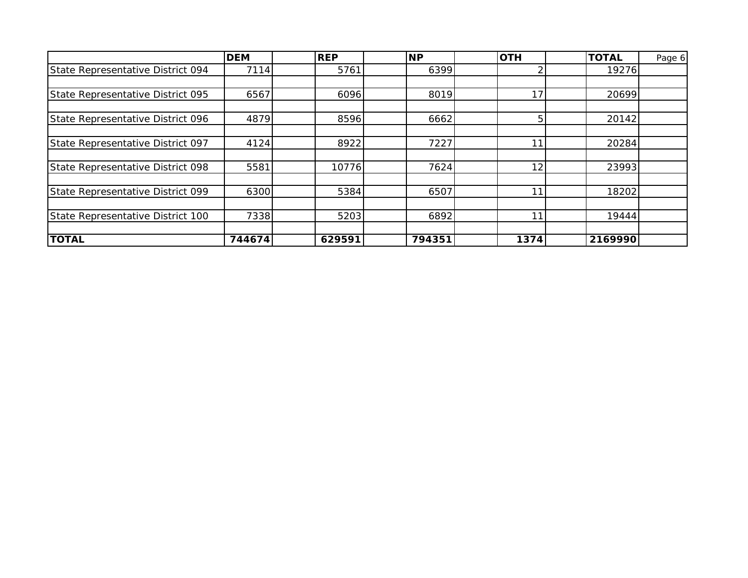| | DEM | REP | NP | OTH | TOTAL |
|---|---|---|---|---|---|
| State Representative District 094 | 7114 | 5761 | 6399 | 2 | 19276 |
| | | | | | |
| State Representative District 095 | 6567 | 6096 | 8019 | 17 | 20699 |
| | | | | | |
| State Representative District 096 | 4879 | 8596 | 6662 | 5 | 20142 |
| | | | | | |
| State Representative District 097 | 4124 | 8922 | 7227 | 11 | 20284 |
| | | | | | |
| State Representative District 098 | 5581 | 10776 | 7624 | 12 | 23993 |
| | | | | | |
| State Representative District 099 | 6300 | 5384 | 6507 | 11 | 18202 |
| | | | | | |
| State Representative District 100 | 7338 | 5203 | 6892 | 11 | 19444 |
| | | | | | |
| **TOTAL** | **744674** | **629591** | **794351** | **1374** | **2169990** |